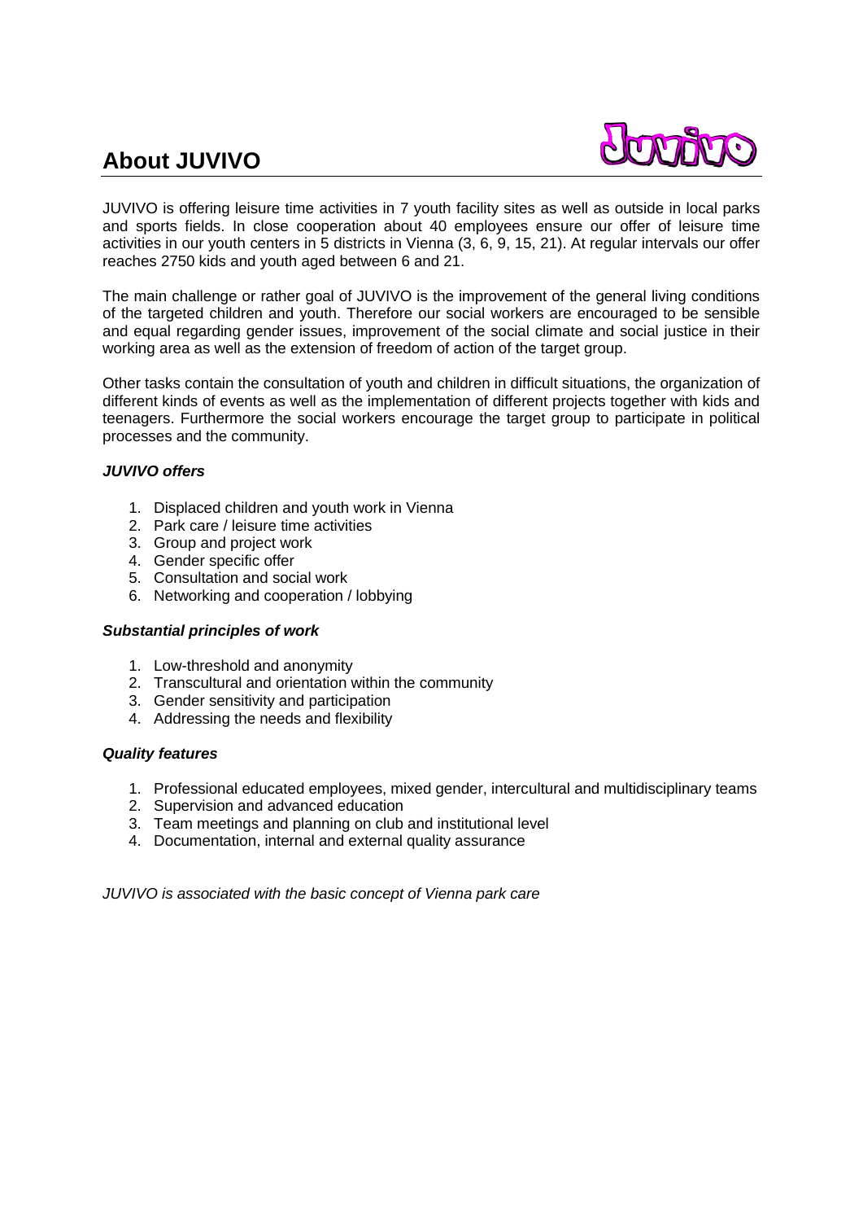# About JUVIVO

JUVIVO is offering leisure time activities in 7 youth facility sites as well as outside in local parks and sports fields. In close cooperation about 40 employees ensure our offer of leisure time activities in our youth centers in 5 districts in Vienna (3, 6, 9, 15, 21). At regular intervals our offer reaches 2750 kids and youth aged between 6 and 21.

The main challenge or rather goal of JUVIVO is the improvement of the general living conditions of the targeted children and youth. Therefore our social workers are encouraged to be sensible and equal regarding gender issues, improvement of the social climate and social justice in their working area as well as the extension of freedom of action of the target group.

Other tasks contain the consultation of youth and children in difficult situations, the organization of different kinds of events as well as the implementation of different projects together with kids and teenagers. Furthermore the social workers encourage the target group to participate in political processes and the community.

***JUVIVO offers***

1. Displaced children and youth work in Vienna
2. Park care / leisure time activities
3. Group and project work
4. Gender specific offer
5. Consultation and social work
6. Networking and cooperation / lobbying

***Substantial principles of work***

1. Low-threshold and anonymity
2. Transcultural and orientation within the community
3. Gender sensitivity and participation
4. Addressing the needs and flexibility

***Quality features***

1. Professional educated employees, mixed gender, intercultural and multidisciplinary teams
2. Supervision and advanced education
3. Team meetings and planning on club and institutional level
4. Documentation, internal and external quality assurance

*JUVIVO is associated with the basic concept of Vienna park care*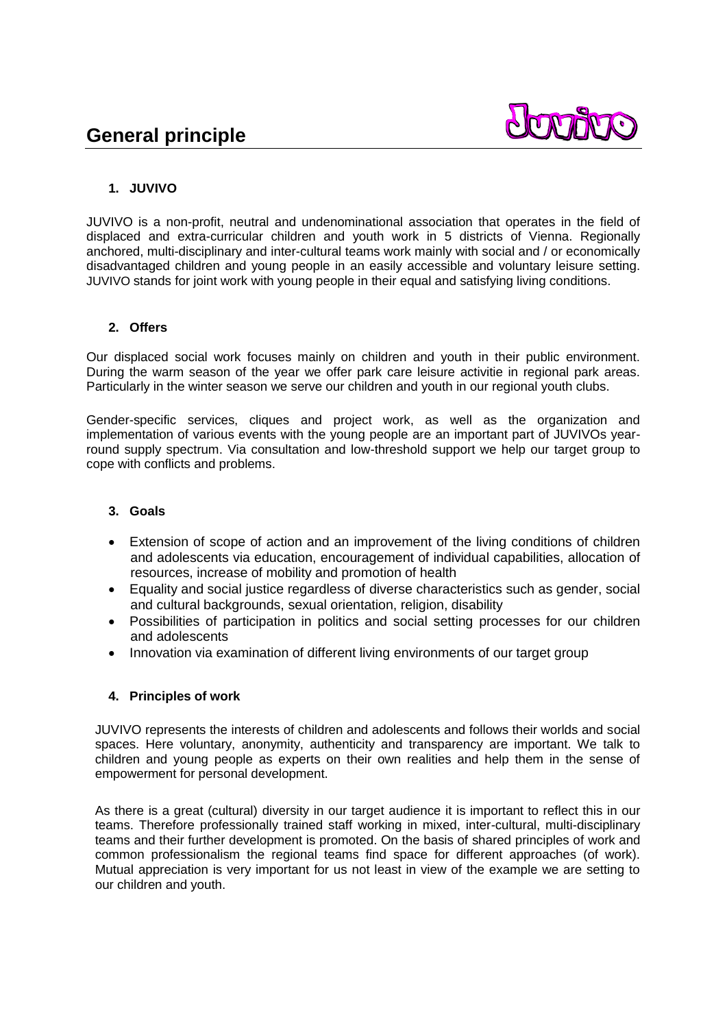# General principle

## 1. JUVIVO

JUVIVO is a non-profit, neutral and undenominational association that operates in the field of displaced and extra-curricular children and youth work in 5 districts of Vienna. Regionally anchored, multi-disciplinary and inter-cultural teams work mainly with social and / or economically disadvantaged children and young people in an easily accessible and voluntary leisure setting. JUVIVO stands for joint work with young people in their equal and satisfying living conditions.

## 2. Offers

Our displaced social work focuses mainly on children and youth in their public environment. During the warm season of the year we offer park care leisure activitie in regional park areas. Particularly in the winter season we serve our children and youth in our regional youth clubs.

Gender-specific services, cliques and project work, as well as the organization and implementation of various events with the young people are an important part of JUVIVOs year-round supply spectrum. Via consultation and low-threshold support we help our target group to cope with conflicts and problems.

## 3. Goals

- Extension of scope of action and an improvement of the living conditions of children and adolescents via education, encouragement of individual capabilities, allocation of resources, increase of mobility and promotion of health
- Equality and social justice regardless of diverse characteristics such as gender, social and cultural backgrounds, sexual orientation, religion, disability
- Possibilities of participation in politics and social setting processes for our children and adolescents
- Innovation via examination of different living environments of our target group

## 4. Principles of work

JUVIVO represents the interests of children and adolescents and follows their worlds and social spaces. Here voluntary, anonymity, authenticity and transparency are important. We talk to children and young people as experts on their own realities and help them in the sense of empowerment for personal development.

As there is a great (cultural) diversity in our target audience it is important to reflect this in our teams. Therefore professionally trained staff working in mixed, inter-cultural, multi-disciplinary teams and their further development is promoted. On the basis of shared principles of work and common professionalism the regional teams find space for different approaches (of work). Mutual appreciation is very important for us not least in view of the example we are setting to our children and youth.